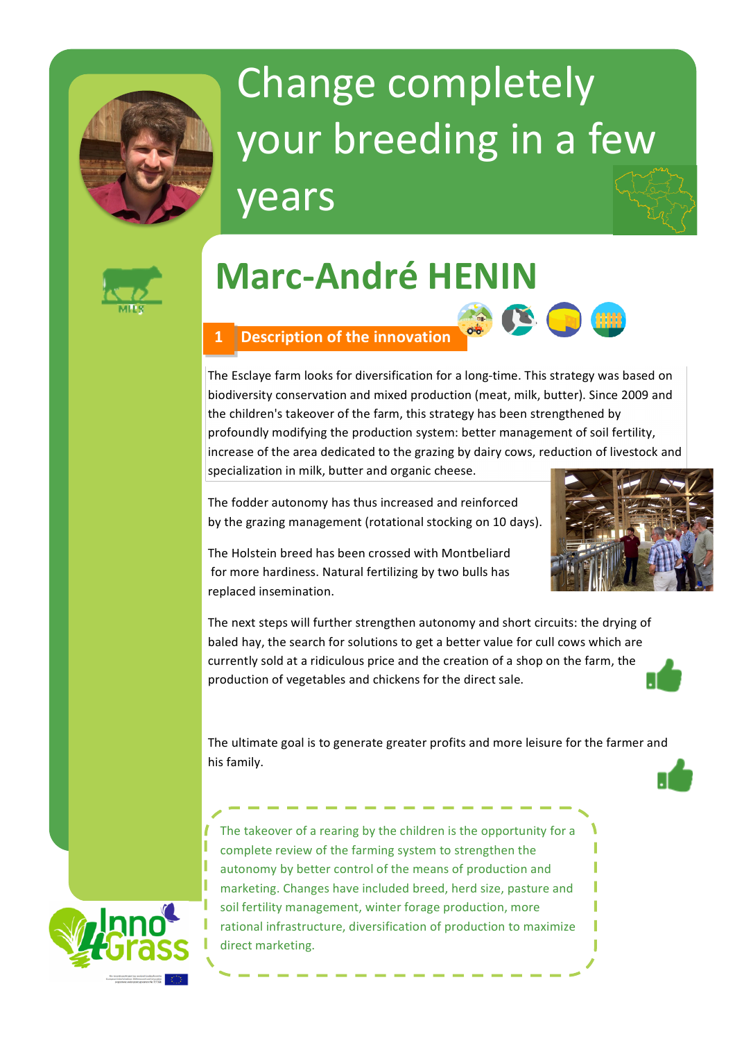# Change completely your breeding in a few years

## Marc-André HENIN

MILK

### 1 Description of the innovation

The Esclaye farm looks for diversification for a long-time. This strategy was based on biodiversity conservation and mixed production (meat, milk, butter). Since 2009 and the children's takeover of the farm, this strategy has been strengthened by profoundly modifying the production system: better management of soil fertility, increase of the area dedicated to the grazing by dairy cows, reduction of livestock and specialization in milk, butter and organic cheese.

The fodder autonomy has thus increased and reinforced by the grazing management (rotational stocking on 10 days).

The Holstein breed has been crossed with Montbeliard for more hardiness. Natural fertilizing by two bulls has replaced insemination.

The next steps will further strengthen autonomy and short circuits: the drying of baled hay, the search for solutions to get a better value for cull cows which are currently sold at a ridiculous price and the creation of a shop on the farm, the production of vegetables and chickens for the direct sale.

The ultimate goal is to generate greater profits and more leisure for the farmer and his family.

The takeover of a rearing by the children is the opportunity for a complete review of the farming system to strengthen the autonomy by better control of the means of production and marketing. Changes have included breed, herd size, pasture and soil fertility management, winter forage production, more rational infrastructure, diversification of production to maximize direct marketing.

Inno4Grass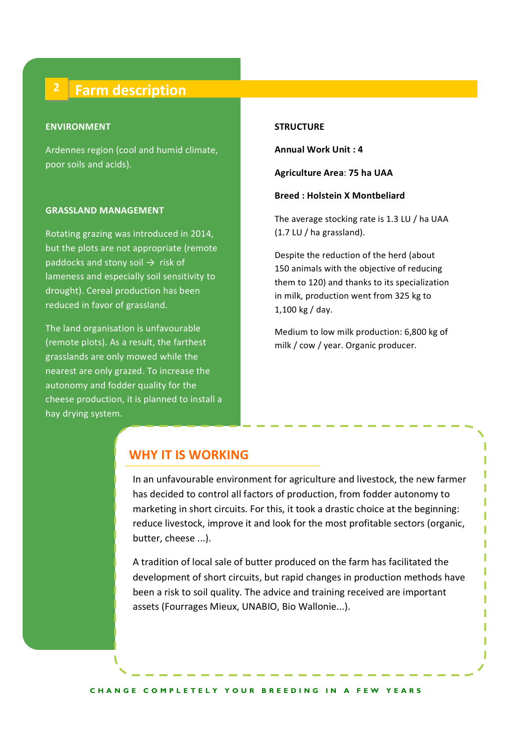## 2 Farm description

### ENVIRONMENT

Ardennes region (cool and humid climate, poor soils and acids).

### GRASSLAND MANAGEMENT

Rotating grazing was introduced in 2014, but the plots are not appropriate (remote paddocks and stony soil → risk of lameness and especially soil sensitivity to drought). Cereal production has been reduced in favor of grassland.

The land organisation is unfavourable (remote plots). As a result, the farthest grasslands are only mowed while the nearest are only grazed. To increase the autonomy and fodder quality for the cheese production, it is planned to install a hay drying system.

### STRUCTURE

**Annual Work Unit : 4**

**Agriculture Area**: **75 ha UAA**

**Breed : Holstein X Montbeliard**

The average stocking rate is 1.3 LU / ha UAA (1.7 LU / ha grassland).

Despite the reduction of the herd (about 150 animals with the objective of reducing them to 120) and thanks to its specialization in milk, production went from 325 kg to 1,100 kg / day.

Medium to low milk production: 6,800 kg of milk / cow / year. Organic producer.

## WHY IT IS WORKING

In an unfavourable environment for agriculture and livestock, the new farmer has decided to control all factors of production, from fodder autonomy to marketing in short circuits. For this, it took a drastic choice at the beginning: reduce livestock, improve it and look for the most profitable sectors (organic, butter, cheese ...).

A tradition of local sale of butter produced on the farm has facilitated the development of short circuits, but rapid changes in production methods have been a risk to soil quality. The advice and training received are important assets (Fourrages Mieux, UNABIO, Bio Wallonie...).